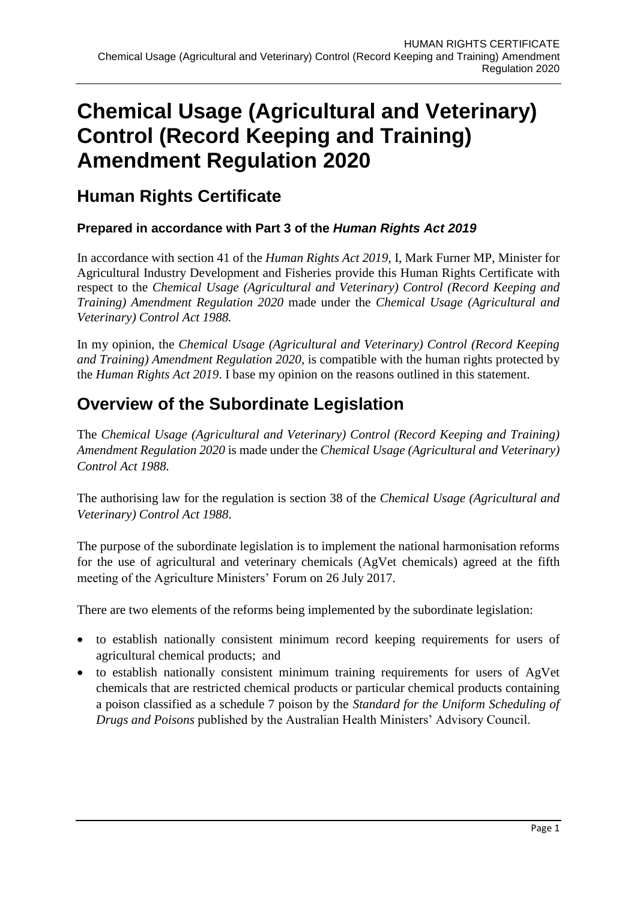# Chemical Usage (Agricultural and Veterinary) Control (Record Keeping and Training) Amendment Regulation 2020

## Human Rights Certificate

### Prepared in accordance with Part 3 of the *Human Rights Act 2019*

In accordance with section 41 of the *Human Rights Act 2019*, I, Mark Furner MP, Minister for Agricultural Industry Development and Fisheries provide this Human Rights Certificate with respect to the *Chemical Usage (Agricultural and Veterinary) Control (Record Keeping and Training) Amendment Regulation 2020* made under the *Chemical Usage (Agricultural and Veterinary) Control Act 1988.*

In my opinion, the *Chemical Usage (Agricultural and Veterinary) Control (Record Keeping and Training) Amendment Regulation 2020,* is compatible with the human rights protected by the *Human Rights Act 2019*. I base my opinion on the reasons outlined in this statement.

## Overview of the Subordinate Legislation

The *Chemical Usage (Agricultural and Veterinary) Control (Record Keeping and Training) Amendment Regulation 2020* is made under the *Chemical Usage (Agricultural and Veterinary) Control Act 1988*.

The authorising law for the regulation is section 38 of the *Chemical Usage (Agricultural and Veterinary) Control Act 1988*.

The purpose of the subordinate legislation is to implement the national harmonisation reforms for the use of agricultural and veterinary chemicals (AgVet chemicals) agreed at the fifth meeting of the Agriculture Ministers' Forum on 26 July 2017.

There are two elements of the reforms being implemented by the subordinate legislation:

- to establish nationally consistent minimum record keeping requirements for users of agricultural chemical products; and
- to establish nationally consistent minimum training requirements for users of AgVet chemicals that are restricted chemical products or particular chemical products containing a poison classified as a schedule 7 poison by the *Standard for the Uniform Scheduling of Drugs and Poisons* published by the Australian Health Ministers' Advisory Council.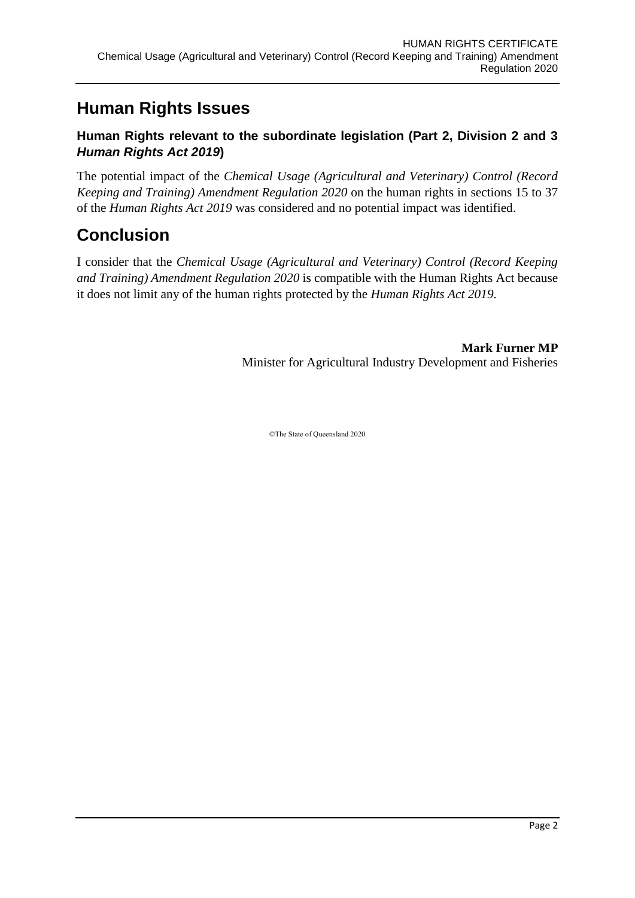# Human Rights Issues

### Human Rights relevant to the subordinate legislation (Part 2, Division 2 and 3 *Human Rights Act 2019*)

The potential impact of the *Chemical Usage (Agricultural and Veterinary) Control (Record Keeping and Training) Amendment Regulation 2020* on the human rights in sections 15 to 37 of the *Human Rights Act 2019* was considered and no potential impact was identified.

# Conclusion

I consider that the *Chemical Usage (Agricultural and Veterinary) Control (Record Keeping and Training) Amendment Regulation 2020* is compatible with the Human Rights Act because it does not limit any of the human rights protected by the *Human Rights Act 2019*.

**Mark Furner MP**
Minister for Agricultural Industry Development and Fisheries

©The State of Queensland 2020